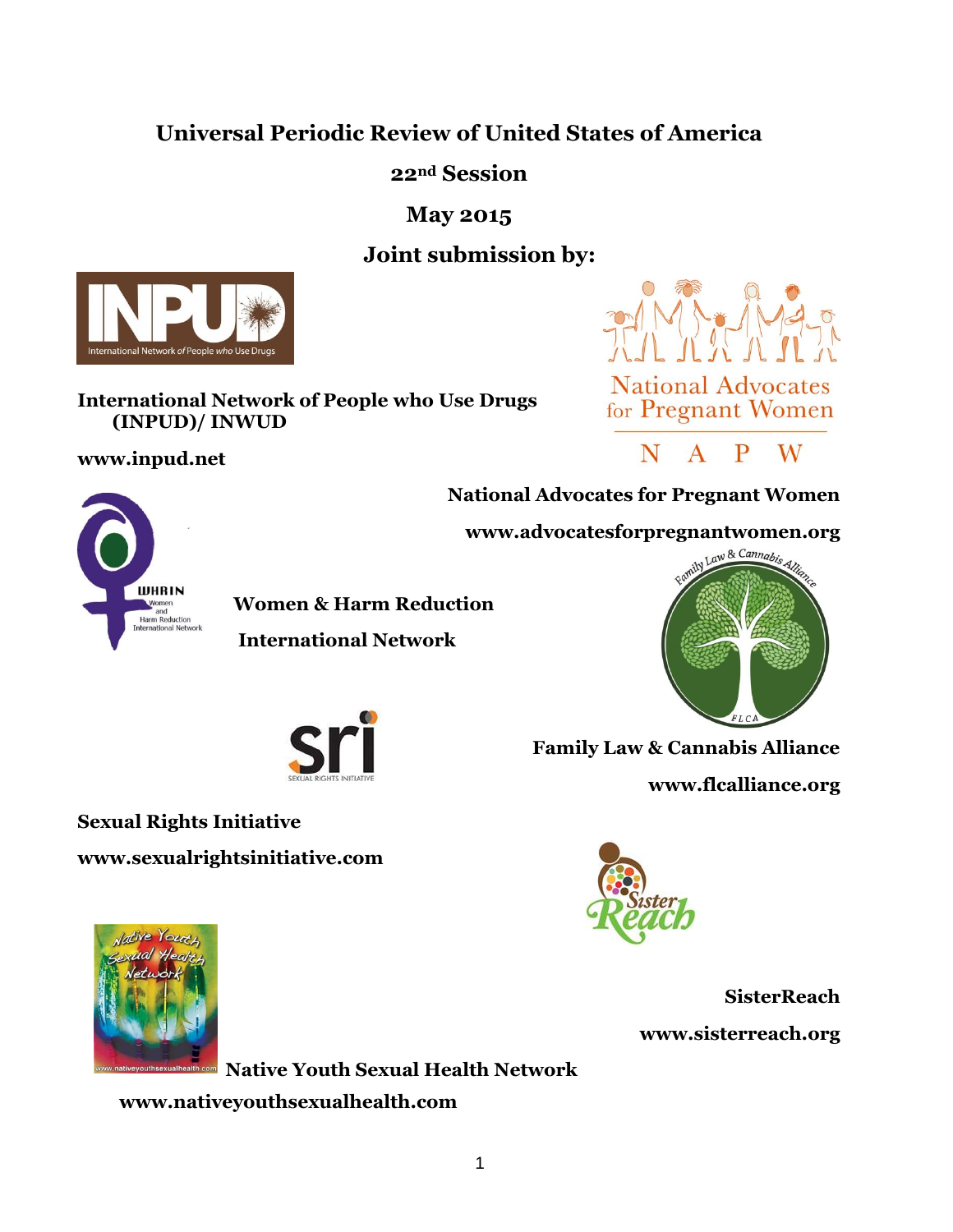# Universal Periodic Review of United States of America

## 22nd Session

## May 2015

## Joint submission by:

**International Network of People who Use Drugs (INPUD)/ INWUD**

**www.inpud.net**

**National Advocates for Pregnant Women**

**www.advocatesforpregnantwomen.org**

**Women & Harm Reduction International Network**

**Family Law & Cannabis Alliance**

**www.flcalliance.org**

**Sexual Rights Initiative**

**www.sexualrightsinitiative.com**

**SisterReach**

**www.sisterreach.org**

**Native Youth Sexual Health Network**

**www.nativeyouthsexualhealth.com**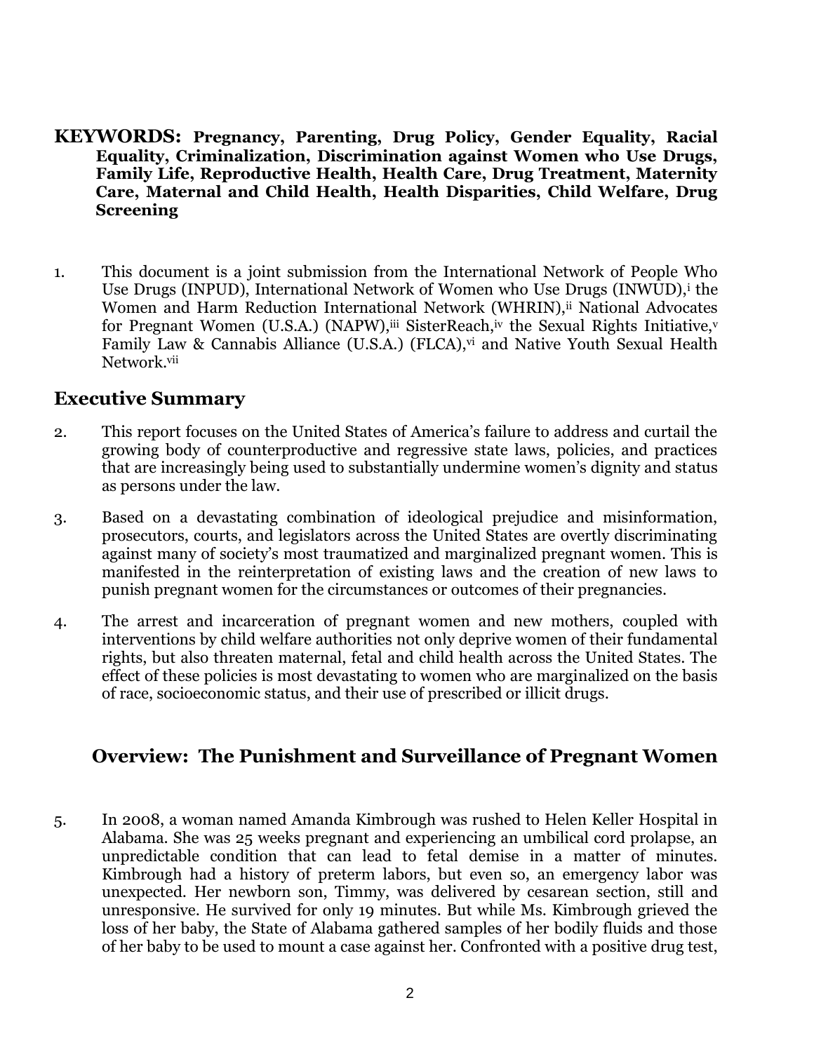**KEYWORDS: Pregnancy, Parenting, Drug Policy, Gender Equality, Racial Equality, Criminalization, Discrimination against Women who Use Drugs, Family Life, Reproductive Health, Health Care, Drug Treatment, Maternity Care, Maternal and Child Health, Health Disparities, Child Welfare, Drug Screening**

1. This document is a joint submission from the International Network of People Who Use Drugs (INPUD), International Network of Women who Use Drugs (INWUD),[i] the Women and Harm Reduction International Network (WHRIN),[ii] National Advocates for Pregnant Women (U.S.A.) (NAPW),[iii] SisterReach,[iv] the Sexual Rights Initiative,[v] Family Law & Cannabis Alliance (U.S.A.) (FLCA),[vi] and Native Youth Sexual Health Network.[vii]

## Executive Summary

2. This report focuses on the United States of America's failure to address and curtail the growing body of counterproductive and regressive state laws, policies, and practices that are increasingly being used to substantially undermine women's dignity and status as persons under the law.

3. Based on a devastating combination of ideological prejudice and misinformation, prosecutors, courts, and legislators across the United States are overtly discriminating against many of society's most traumatized and marginalized pregnant women. This is manifested in the reinterpretation of existing laws and the creation of new laws to punish pregnant women for the circumstances or outcomes of their pregnancies.

4. The arrest and incarceration of pregnant women and new mothers, coupled with interventions by child welfare authorities not only deprive women of their fundamental rights, but also threaten maternal, fetal and child health across the United States. The effect of these policies is most devastating to women who are marginalized on the basis of race, socioeconomic status, and their use of prescribed or illicit drugs.

## Overview: The Punishment and Surveillance of Pregnant Women

5. In 2008, a woman named Amanda Kimbrough was rushed to Helen Keller Hospital in Alabama. She was 25 weeks pregnant and experiencing an umbilical cord prolapse, an unpredictable condition that can lead to fetal demise in a matter of minutes. Kimbrough had a history of preterm labors, but even so, an emergency labor was unexpected. Her newborn son, Timmy, was delivered by cesarean section, still and unresponsive. He survived for only 19 minutes. But while Ms. Kimbrough grieved the loss of her baby, the State of Alabama gathered samples of her bodily fluids and those of her baby to be used to mount a case against her. Confronted with a positive drug test,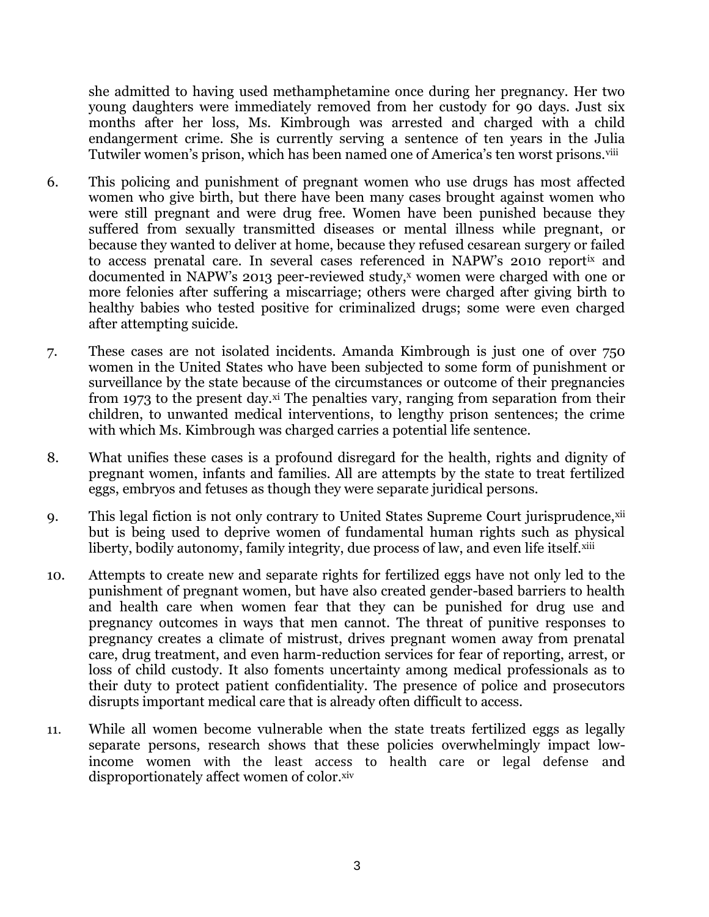she admitted to having used methamphetamine once during her pregnancy. Her two young daughters were immediately removed from her custody for 90 days. Just six months after her loss, Ms. Kimbrough was arrested and charged with a child endangerment crime. She is currently serving a sentence of ten years in the Julia Tutwiler women's prison, which has been named one of America's ten worst prisons.[viii]

6. This policing and punishment of pregnant women who use drugs has most affected women who give birth, but there have been many cases brought against women who were still pregnant and were drug free. Women have been punished because they suffered from sexually transmitted diseases or mental illness while pregnant, or because they wanted to deliver at home, because they refused cesarean surgery or failed to access prenatal care. In several cases referenced in NAPW's 2010 report[ix] and documented in NAPW's 2013 peer-reviewed study,[x] women were charged with one or more felonies after suffering a miscarriage; others were charged after giving birth to healthy babies who tested positive for criminalized drugs; some were even charged after attempting suicide.

7. These cases are not isolated incidents. Amanda Kimbrough is just one of over 750 women in the United States who have been subjected to some form of punishment or surveillance by the state because of the circumstances or outcome of their pregnancies from 1973 to the present day.[xi] The penalties vary, ranging from separation from their children, to unwanted medical interventions, to lengthy prison sentences; the crime with which Ms. Kimbrough was charged carries a potential life sentence.

8. What unifies these cases is a profound disregard for the health, rights and dignity of pregnant women, infants and families. All are attempts by the state to treat fertilized eggs, embryos and fetuses as though they were separate juridical persons.

9. This legal fiction is not only contrary to United States Supreme Court jurisprudence,[xii] but is being used to deprive women of fundamental human rights such as physical liberty, bodily autonomy, family integrity, due process of law, and even life itself.[xiii]

10. Attempts to create new and separate rights for fertilized eggs have not only led to the punishment of pregnant women, but have also created gender-based barriers to health and health care when women fear that they can be punished for drug use and pregnancy outcomes in ways that men cannot. The threat of punitive responses to pregnancy creates a climate of mistrust, drives pregnant women away from prenatal care, drug treatment, and even harm-reduction services for fear of reporting, arrest, or loss of child custody. It also foments uncertainty among medical professionals as to their duty to protect patient confidentiality. The presence of police and prosecutors disrupts important medical care that is already often difficult to access.

11. While all women become vulnerable when the state treats fertilized eggs as legally separate persons, research shows that these policies overwhelmingly impact low-income women with the least access to health care or legal defense and disproportionately affect women of color.[xiv]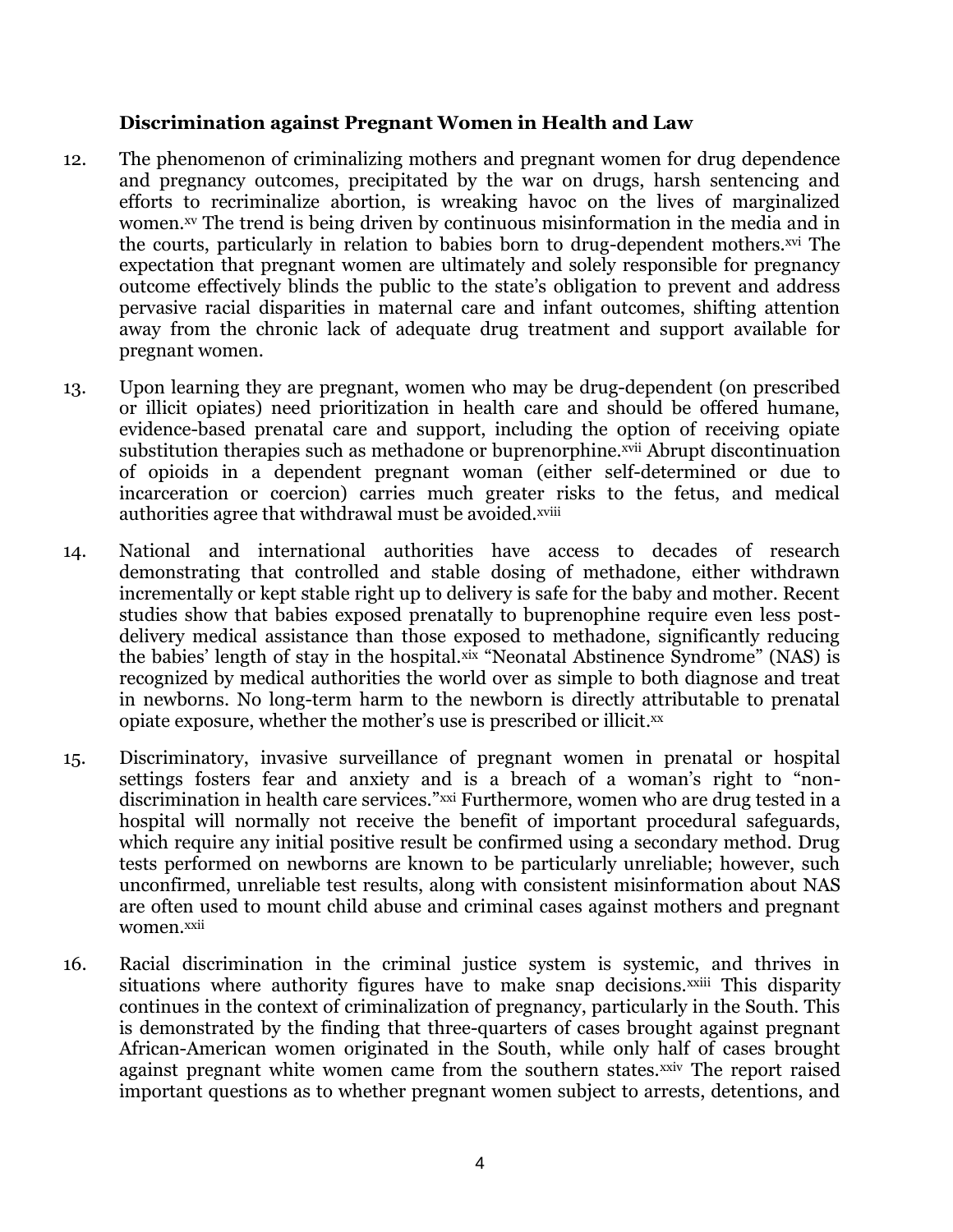### Discrimination against Pregnant Women in Health and Law

12. The phenomenon of criminalizing mothers and pregnant women for drug dependence and pregnancy outcomes, precipitated by the war on drugs, harsh sentencing and efforts to recriminalize abortion, is wreaking havoc on the lives of marginalized women.[xv] The trend is being driven by continuous misinformation in the media and in the courts, particularly in relation to babies born to drug-dependent mothers.[xvi] The expectation that pregnant women are ultimately and solely responsible for pregnancy outcome effectively blinds the public to the state's obligation to prevent and address pervasive racial disparities in maternal care and infant outcomes, shifting attention away from the chronic lack of adequate drug treatment and support available for pregnant women.

13. Upon learning they are pregnant, women who may be drug-dependent (on prescribed or illicit opiates) need prioritization in health care and should be offered humane, evidence-based prenatal care and support, including the option of receiving opiate substitution therapies such as methadone or buprenorphine.[xvii] Abrupt discontinuation of opioids in a dependent pregnant woman (either self-determined or due to incarceration or coercion) carries much greater risks to the fetus, and medical authorities agree that withdrawal must be avoided.[xviii]

14. National and international authorities have access to decades of research demonstrating that controlled and stable dosing of methadone, either withdrawn incrementally or kept stable right up to delivery is safe for the baby and mother. Recent studies show that babies exposed prenatally to buprenophine require even less post-delivery medical assistance than those exposed to methadone, significantly reducing the babies' length of stay in the hospital.[xix] "Neonatal Abstinence Syndrome" (NAS) is recognized by medical authorities the world over as simple to both diagnose and treat in newborns. No long-term harm to the newborn is directly attributable to prenatal opiate exposure, whether the mother's use is prescribed or illicit.[xx]

15. Discriminatory, invasive surveillance of pregnant women in prenatal or hospital settings fosters fear and anxiety and is a breach of a woman's right to "non-discrimination in health care services."[xxi] Furthermore, women who are drug tested in a hospital will normally not receive the benefit of important procedural safeguards, which require any initial positive result be confirmed using a secondary method. Drug tests performed on newborns are known to be particularly unreliable; however, such unconfirmed, unreliable test results, along with consistent misinformation about NAS are often used to mount child abuse and criminal cases against mothers and pregnant women.[xxii]

16. Racial discrimination in the criminal justice system is systemic, and thrives in situations where authority figures have to make snap decisions.[xxiii] This disparity continues in the context of criminalization of pregnancy, particularly in the South. This is demonstrated by the finding that three-quarters of cases brought against pregnant African-American women originated in the South, while only half of cases brought against pregnant white women came from the southern states.[xxiv] The report raised important questions as to whether pregnant women subject to arrests, detentions, and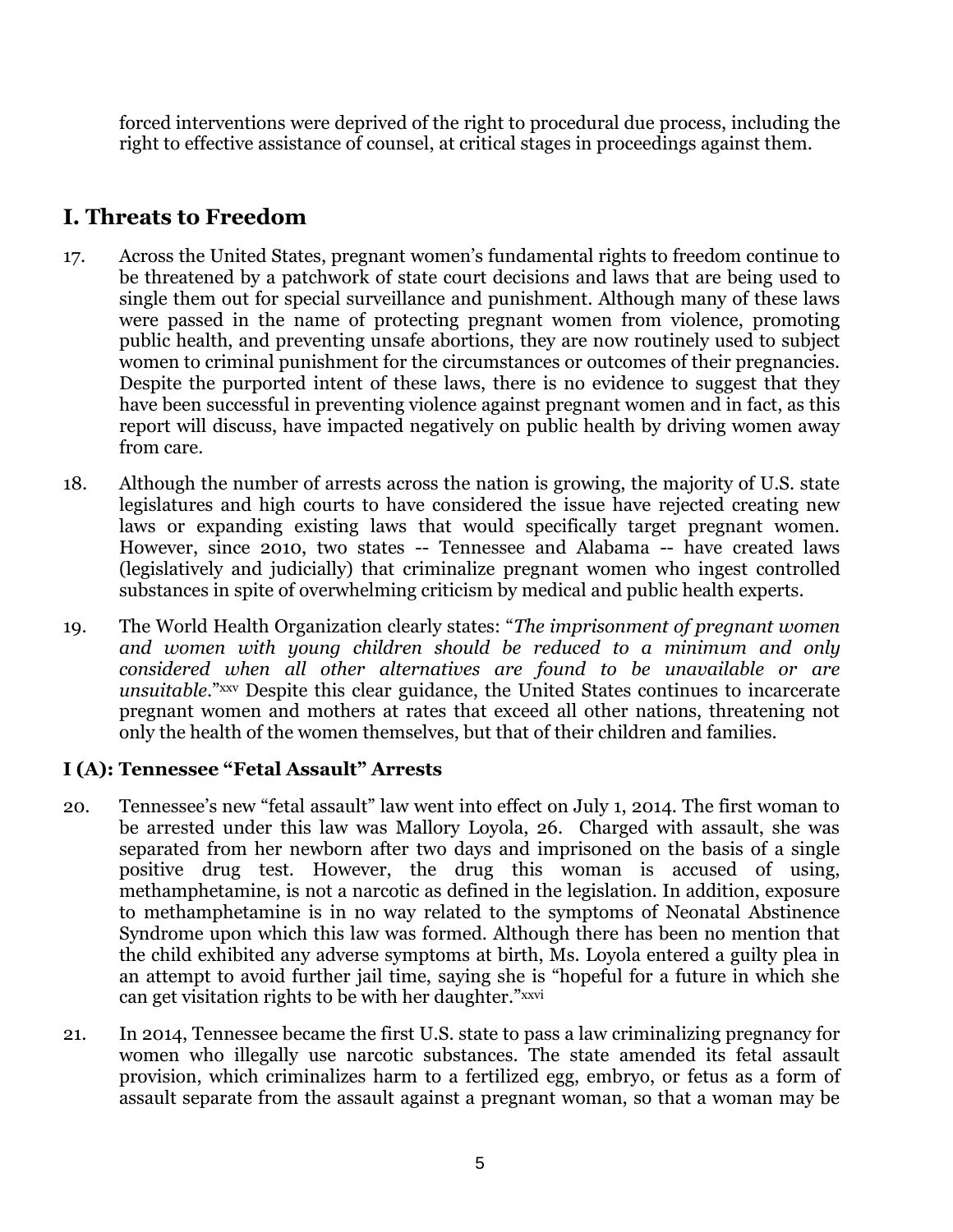forced interventions were deprived of the right to procedural due process, including the right to effective assistance of counsel, at critical stages in proceedings against them.

## I. Threats to Freedom

17. Across the United States, pregnant women's fundamental rights to freedom continue to be threatened by a patchwork of state court decisions and laws that are being used to single them out for special surveillance and punishment. Although many of these laws were passed in the name of protecting pregnant women from violence, promoting public health, and preventing unsafe abortions, they are now routinely used to subject women to criminal punishment for the circumstances or outcomes of their pregnancies. Despite the purported intent of these laws, there is no evidence to suggest that they have been successful in preventing violence against pregnant women and in fact, as this report will discuss, have impacted negatively on public health by driving women away from care.

18. Although the number of arrests across the nation is growing, the majority of U.S. state legislatures and high courts to have considered the issue have rejected creating new laws or expanding existing laws that would specifically target pregnant women. However, since 2010, two states -- Tennessee and Alabama -- have created laws (legislatively and judicially) that criminalize pregnant women who ingest controlled substances in spite of overwhelming criticism by medical and public health experts.

19. The World Health Organization clearly states: "*The imprisonment of pregnant women and women with young children should be reduced to a minimum and only considered when all other alternatives are found to be unavailable or are unsuitable*."[xxv] Despite this clear guidance, the United States continues to incarcerate pregnant women and mothers at rates that exceed all other nations, threatening not only the health of the women themselves, but that of their children and families.

### I (A): Tennessee "Fetal Assault" Arrests

20. Tennessee's new "fetal assault" law went into effect on July 1, 2014. The first woman to be arrested under this law was Mallory Loyola, 26. Charged with assault, she was separated from her newborn after two days and imprisoned on the basis of a single positive drug test. However, the drug this woman is accused of using, methamphetamine, is not a narcotic as defined in the legislation. In addition, exposure to methamphetamine is in no way related to the symptoms of Neonatal Abstinence Syndrome upon which this law was formed. Although there has been no mention that the child exhibited any adverse symptoms at birth, Ms. Loyola entered a guilty plea in an attempt to avoid further jail time, saying she is "hopeful for a future in which she can get visitation rights to be with her daughter."[xxvi]

21. In 2014, Tennessee became the first U.S. state to pass a law criminalizing pregnancy for women who illegally use narcotic substances. The state amended its fetal assault provision, which criminalizes harm to a fertilized egg, embryo, or fetus as a form of assault separate from the assault against a pregnant woman, so that a woman may be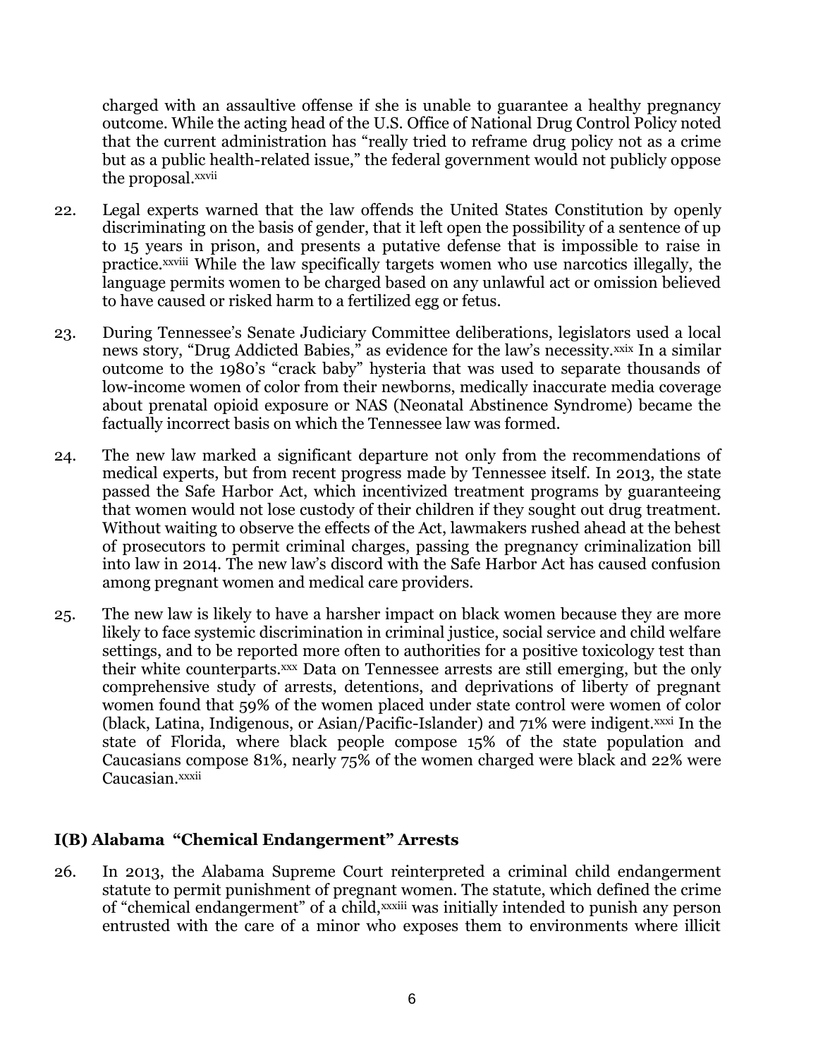charged with an assaultive offense if she is unable to guarantee a healthy pregnancy outcome. While the acting head of the U.S. Office of National Drug Control Policy noted that the current administration has "really tried to reframe drug policy not as a crime but as a public health-related issue," the federal government would not publicly oppose the proposal.[xxvii]

22. Legal experts warned that the law offends the United States Constitution by openly discriminating on the basis of gender, that it left open the possibility of a sentence of up to 15 years in prison, and presents a putative defense that is impossible to raise in practice.[xxviii] While the law specifically targets women who use narcotics illegally, the language permits women to be charged based on any unlawful act or omission believed to have caused or risked harm to a fertilized egg or fetus.

23. During Tennessee's Senate Judiciary Committee deliberations, legislators used a local news story, "Drug Addicted Babies," as evidence for the law's necessity.[xxix] In a similar outcome to the 1980's "crack baby" hysteria that was used to separate thousands of low-income women of color from their newborns, medically inaccurate media coverage about prenatal opioid exposure or NAS (Neonatal Abstinence Syndrome) became the factually incorrect basis on which the Tennessee law was formed.

24. The new law marked a significant departure not only from the recommendations of medical experts, but from recent progress made by Tennessee itself. In 2013, the state passed the Safe Harbor Act, which incentivized treatment programs by guaranteeing that women would not lose custody of their children if they sought out drug treatment. Without waiting to observe the effects of the Act, lawmakers rushed ahead at the behest of prosecutors to permit criminal charges, passing the pregnancy criminalization bill into law in 2014. The new law's discord with the Safe Harbor Act has caused confusion among pregnant women and medical care providers.

25. The new law is likely to have a harsher impact on black women because they are more likely to face systemic discrimination in criminal justice, social service and child welfare settings, and to be reported more often to authorities for a positive toxicology test than their white counterparts.[xxx] Data on Tennessee arrests are still emerging, but the only comprehensive study of arrests, detentions, and deprivations of liberty of pregnant women found that 59% of the women placed under state control were women of color (black, Latina, Indigenous, or Asian/Pacific-Islander) and 71% were indigent.[xxxi] In the state of Florida, where black people compose 15% of the state population and Caucasians compose 81%, nearly 75% of the women charged were black and 22% were Caucasian.[xxxii]

### I(B) Alabama "Chemical Endangerment" Arrests

26. In 2013, the Alabama Supreme Court reinterpreted a criminal child endangerment statute to permit punishment of pregnant women. The statute, which defined the crime of "chemical endangerment" of a child,[xxxiii] was initially intended to punish any person entrusted with the care of a minor who exposes them to environments where illicit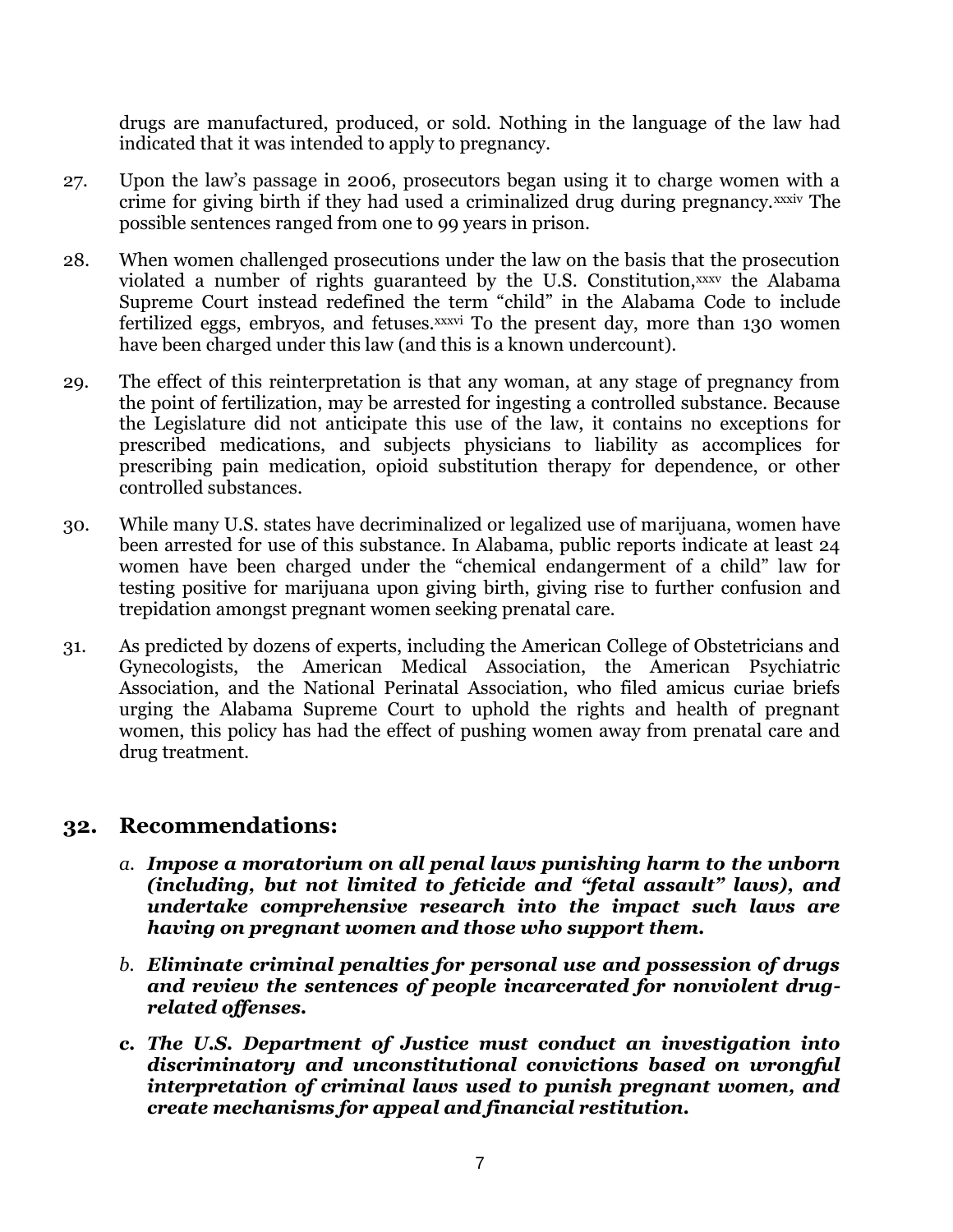drugs are manufactured, produced, or sold. Nothing in the language of the law had indicated that it was intended to apply to pregnancy.

27. Upon the law's passage in 2006, prosecutors began using it to charge women with a crime for giving birth if they had used a criminalized drug during pregnancy.[xxxiv] The possible sentences ranged from one to 99 years in prison.

28. When women challenged prosecutions under the law on the basis that the prosecution violated a number of rights guaranteed by the U.S. Constitution,[xxxv] the Alabama Supreme Court instead redefined the term "child" in the Alabama Code to include fertilized eggs, embryos, and fetuses.[xxxvi] To the present day, more than 130 women have been charged under this law (and this is a known undercount).

29. The effect of this reinterpretation is that any woman, at any stage of pregnancy from the point of fertilization, may be arrested for ingesting a controlled substance. Because the Legislature did not anticipate this use of the law, it contains no exceptions for prescribed medications, and subjects physicians to liability as accomplices for prescribing pain medication, opioid substitution therapy for dependence, or other controlled substances.

30. While many U.S. states have decriminalized or legalized use of marijuana, women have been arrested for use of this substance. In Alabama, public reports indicate at least 24 women have been charged under the "chemical endangerment of a child" law for testing positive for marijuana upon giving birth, giving rise to further confusion and trepidation amongst pregnant women seeking prenatal care.

31. As predicted by dozens of experts, including the American College of Obstetricians and Gynecologists, the American Medical Association, the American Psychiatric Association, and the National Perinatal Association, who filed amicus curiae briefs urging the Alabama Supreme Court to uphold the rights and health of pregnant women, this policy has had the effect of pushing women away from prenatal care and drug treatment.

## 32. Recommendations:

*a.* ***Impose a moratorium on all penal laws punishing harm to the unborn (including, but not limited to feticide and "fetal assault" laws), and undertake comprehensive research into the impact such laws are having on pregnant women and those who support them.***

*b.* ***Eliminate criminal penalties for personal use and possession of drugs and review the sentences of people incarcerated for nonviolent drug-related offenses.***

***c. The U.S. Department of Justice must conduct an investigation into discriminatory and unconstitutional convictions based on wrongful interpretation of criminal laws used to punish pregnant women, and create mechanisms for appeal and financial restitution.***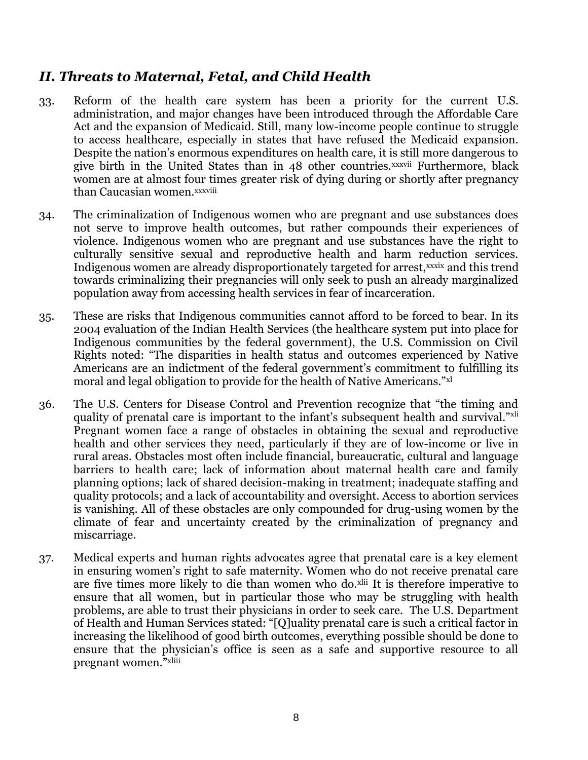## *II. Threats to Maternal, Fetal, and Child Health*

33. Reform of the health care system has been a priority for the current U.S. administration, and major changes have been introduced through the Affordable Care Act and the expansion of Medicaid. Still, many low-income people continue to struggle to access healthcare, especially in states that have refused the Medicaid expansion. Despite the nation's enormous expenditures on health care, it is still more dangerous to give birth in the United States than in 48 other countries.[xxxvii] Furthermore, black women are at almost four times greater risk of dying during or shortly after pregnancy than Caucasian women.[xxxviii]

34. The criminalization of Indigenous women who are pregnant and use substances does not serve to improve health outcomes, but rather compounds their experiences of violence. Indigenous women who are pregnant and use substances have the right to culturally sensitive sexual and reproductive health and harm reduction services. Indigenous women are already disproportionately targeted for arrest,[xxxix] and this trend towards criminalizing their pregnancies will only seek to push an already marginalized population away from accessing health services in fear of incarceration.

35. These are risks that Indigenous communities cannot afford to be forced to bear. In its 2004 evaluation of the Indian Health Services (the healthcare system put into place for Indigenous communities by the federal government), the U.S. Commission on Civil Rights noted: "The disparities in health status and outcomes experienced by Native Americans are an indictment of the federal government's commitment to fulfilling its moral and legal obligation to provide for the health of Native Americans."[xl]

36. The U.S. Centers for Disease Control and Prevention recognize that "the timing and quality of prenatal care is important to the infant's subsequent health and survival."[xli] Pregnant women face a range of obstacles in obtaining the sexual and reproductive health and other services they need, particularly if they are of low-income or live in rural areas. Obstacles most often include financial, bureaucratic, cultural and language barriers to health care; lack of information about maternal health care and family planning options; lack of shared decision-making in treatment; inadequate staffing and quality protocols; and a lack of accountability and oversight. Access to abortion services is vanishing. All of these obstacles are only compounded for drug-using women by the climate of fear and uncertainty created by the criminalization of pregnancy and miscarriage.

37. Medical experts and human rights advocates agree that prenatal care is a key element in ensuring women's right to safe maternity. Women who do not receive prenatal care are five times more likely to die than women who do.[xlii] It is therefore imperative to ensure that all women, but in particular those who may be struggling with health problems, are able to trust their physicians in order to seek care. The U.S. Department of Health and Human Services stated: "[Q]uality prenatal care is such a critical factor in increasing the likelihood of good birth outcomes, everything possible should be done to ensure that the physician's office is seen as a safe and supportive resource to all pregnant women."[xliii]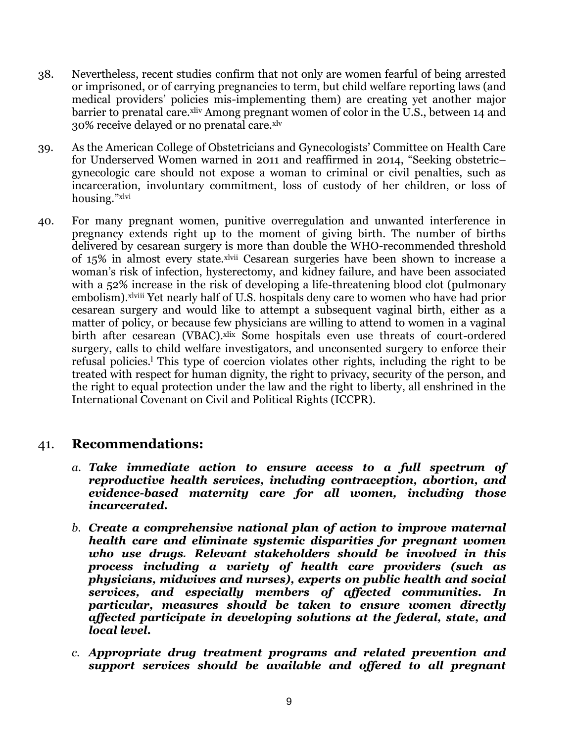38. Nevertheless, recent studies confirm that not only are women fearful of being arrested or imprisoned, or of carrying pregnancies to term, but child welfare reporting laws (and medical providers' policies mis-implementing them) are creating yet another major barrier to prenatal care.[xliv] Among pregnant women of color in the U.S., between 14 and 30% receive delayed or no prenatal care.[xlv]

39. As the American College of Obstetricians and Gynecologists' Committee on Health Care for Underserved Women warned in 2011 and reaffirmed in 2014, "Seeking obstetric–gynecologic care should not expose a woman to criminal or civil penalties, such as incarceration, involuntary commitment, loss of custody of her children, or loss of housing."[xlvi]

40. For many pregnant women, punitive overregulation and unwanted interference in pregnancy extends right up to the moment of giving birth. The number of births delivered by cesarean surgery is more than double the WHO-recommended threshold of 15% in almost every state.[xlvii] Cesarean surgeries have been shown to increase a woman's risk of infection, hysterectomy, and kidney failure, and have been associated with a 52% increase in the risk of developing a life-threatening blood clot (pulmonary embolism).[xlviii] Yet nearly half of U.S. hospitals deny care to women who have had prior cesarean surgery and would like to attempt a subsequent vaginal birth, either as a matter of policy, or because few physicians are willing to attend to women in a vaginal birth after cesarean (VBAC).[xlix] Some hospitals even use threats of court-ordered surgery, calls to child welfare investigators, and unconsented surgery to enforce their refusal policies.[l] This type of coercion violates other rights, including the right to be treated with respect for human dignity, the right to privacy, security of the person, and the right to equal protection under the law and the right to liberty, all enshrined in the International Covenant on Civil and Political Rights (ICCPR).

## 41. Recommendations:

a. ***Take immediate action to ensure access to a full spectrum of reproductive health services, including contraception, abortion, and evidence-based maternity care for all women, including those incarcerated.***

b. ***Create a comprehensive national plan of action to improve maternal health care and eliminate systemic disparities for pregnant women who use drugs. Relevant stakeholders should be involved in this process including a variety of health care providers (such as physicians, midwives and nurses), experts on public health and social services, and especially members of affected communities. In particular, measures should be taken to ensure women directly affected participate in developing solutions at the federal, state, and local level.***

c. ***Appropriate drug treatment programs and related prevention and support services should be available and offered to all pregnant***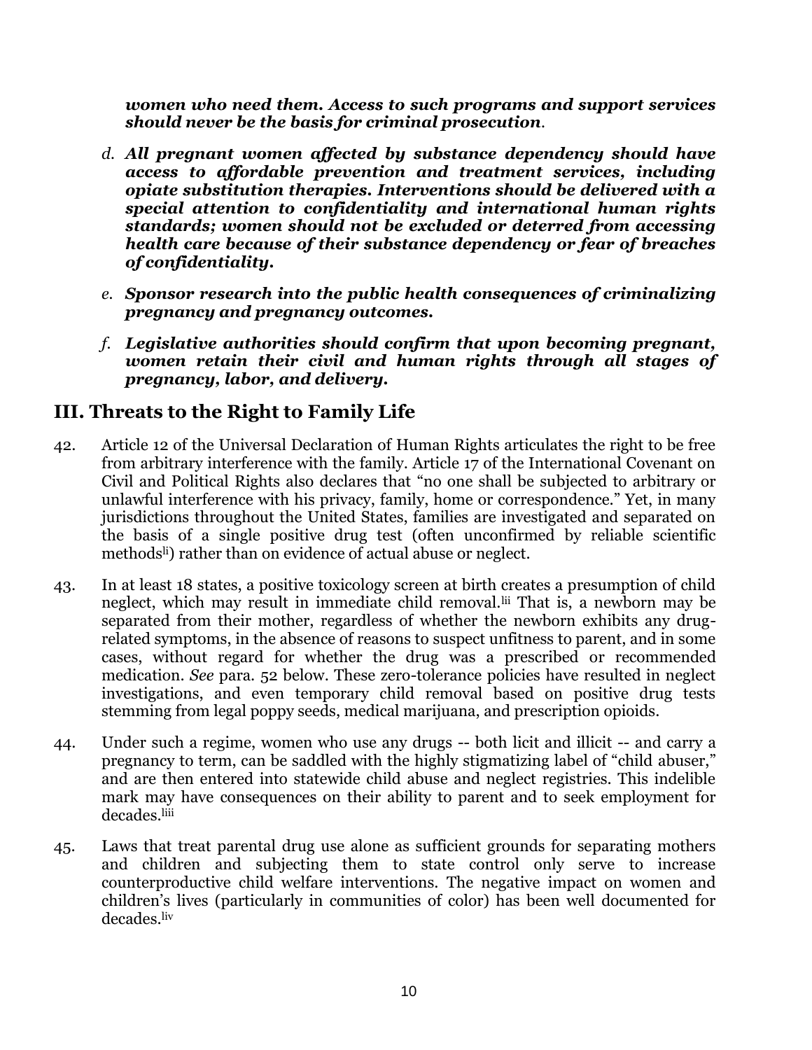***women who need them. Access to such programs and support services should never be the basis for criminal prosecution*.**

*d.* ***All pregnant women affected by substance dependency should have access to affordable prevention and treatment services, including opiate substitution therapies. Interventions should be delivered with a special attention to confidentiality and international human rights standards; women should not be excluded or deterred from accessing health care because of their substance dependency or fear of breaches of confidentiality.***

*e.* ***Sponsor research into the public health consequences of criminalizing pregnancy and pregnancy outcomes.***

*f.* ***Legislative authorities should confirm that upon becoming pregnant, women retain their civil and human rights through all stages of pregnancy, labor, and delivery.***

## III. Threats to the Right to Family Life

42. Article 12 of the Universal Declaration of Human Rights articulates the right to be free from arbitrary interference with the family. Article 17 of the International Covenant on Civil and Political Rights also declares that "no one shall be subjected to arbitrary or unlawful interference with his privacy, family, home or correspondence." Yet, in many jurisdictions throughout the United States, families are investigated and separated on the basis of a single positive drug test (often unconfirmed by reliable scientific methods[li]) rather than on evidence of actual abuse or neglect.

43. In at least 18 states, a positive toxicology screen at birth creates a presumption of child neglect, which may result in immediate child removal.[lii] That is, a newborn may be separated from their mother, regardless of whether the newborn exhibits any drug-related symptoms, in the absence of reasons to suspect unfitness to parent, and in some cases, without regard for whether the drug was a prescribed or recommended medication. *See* para. 52 below. These zero-tolerance policies have resulted in neglect investigations, and even temporary child removal based on positive drug tests stemming from legal poppy seeds, medical marijuana, and prescription opioids.

44. Under such a regime, women who use any drugs -- both licit and illicit -- and carry a pregnancy to term, can be saddled with the highly stigmatizing label of "child abuser," and are then entered into statewide child abuse and neglect registries. This indelible mark may have consequences on their ability to parent and to seek employment for decades.[liii]

45. Laws that treat parental drug use alone as sufficient grounds for separating mothers and children and subjecting them to state control only serve to increase counterproductive child welfare interventions. The negative impact on women and children's lives (particularly in communities of color) has been well documented for decades.[liv]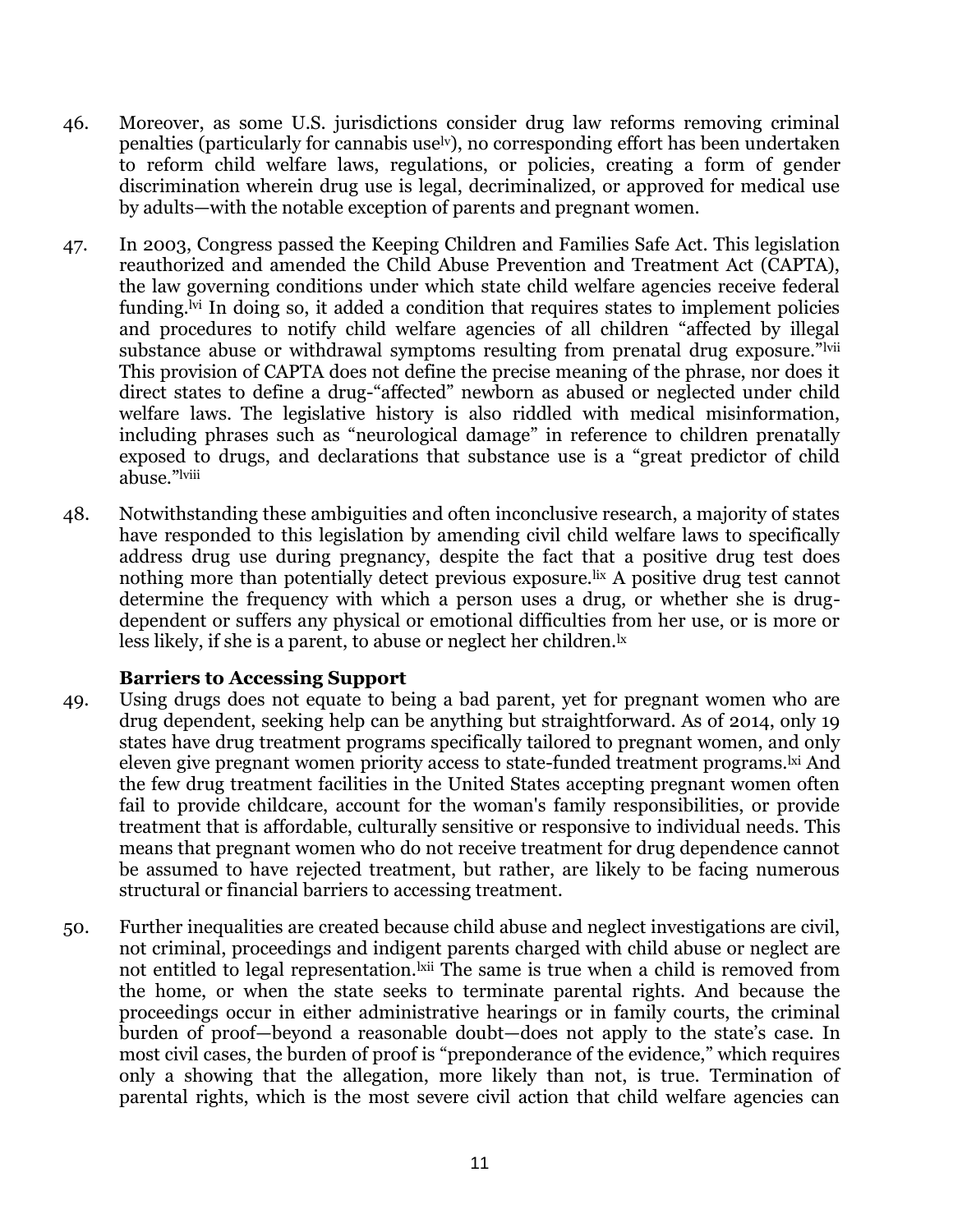46. Moreover, as some U.S. jurisdictions consider drug law reforms removing criminal penalties (particularly for cannabis use[lv]), no corresponding effort has been undertaken to reform child welfare laws, regulations, or policies, creating a form of gender discrimination wherein drug use is legal, decriminalized, or approved for medical use by adults—with the notable exception of parents and pregnant women.

47. In 2003, Congress passed the Keeping Children and Families Safe Act. This legislation reauthorized and amended the Child Abuse Prevention and Treatment Act (CAPTA), the law governing conditions under which state child welfare agencies receive federal funding.[lvi] In doing so, it added a condition that requires states to implement policies and procedures to notify child welfare agencies of all children "affected by illegal substance abuse or withdrawal symptoms resulting from prenatal drug exposure."[lvii] This provision of CAPTA does not define the precise meaning of the phrase, nor does it direct states to define a drug-"affected" newborn as abused or neglected under child welfare laws. The legislative history is also riddled with medical misinformation, including phrases such as "neurological damage" in reference to children prenatally exposed to drugs, and declarations that substance use is a "great predictor of child abuse."[lviii]

48. Notwithstanding these ambiguities and often inconclusive research, a majority of states have responded to this legislation by amending civil child welfare laws to specifically address drug use during pregnancy, despite the fact that a positive drug test does nothing more than potentially detect previous exposure.[lix] A positive drug test cannot determine the frequency with which a person uses a drug, or whether she is drug-dependent or suffers any physical or emotional difficulties from her use, or is more or less likely, if she is a parent, to abuse or neglect her children.[lx]

**Barriers to Accessing Support**

49. Using drugs does not equate to being a bad parent, yet for pregnant women who are drug dependent, seeking help can be anything but straightforward. As of 2014, only 19 states have drug treatment programs specifically tailored to pregnant women, and only eleven give pregnant women priority access to state-funded treatment programs.[lxi] And the few drug treatment facilities in the United States accepting pregnant women often fail to provide childcare, account for the woman's family responsibilities, or provide treatment that is affordable, culturally sensitive or responsive to individual needs. This means that pregnant women who do not receive treatment for drug dependence cannot be assumed to have rejected treatment, but rather, are likely to be facing numerous structural or financial barriers to accessing treatment.

50. Further inequalities are created because child abuse and neglect investigations are civil, not criminal, proceedings and indigent parents charged with child abuse or neglect are not entitled to legal representation.[lxii] The same is true when a child is removed from the home, or when the state seeks to terminate parental rights. And because the proceedings occur in either administrative hearings or in family courts, the criminal burden of proof—beyond a reasonable doubt—does not apply to the state's case. In most civil cases, the burden of proof is "preponderance of the evidence," which requires only a showing that the allegation, more likely than not, is true. Termination of parental rights, which is the most severe civil action that child welfare agencies can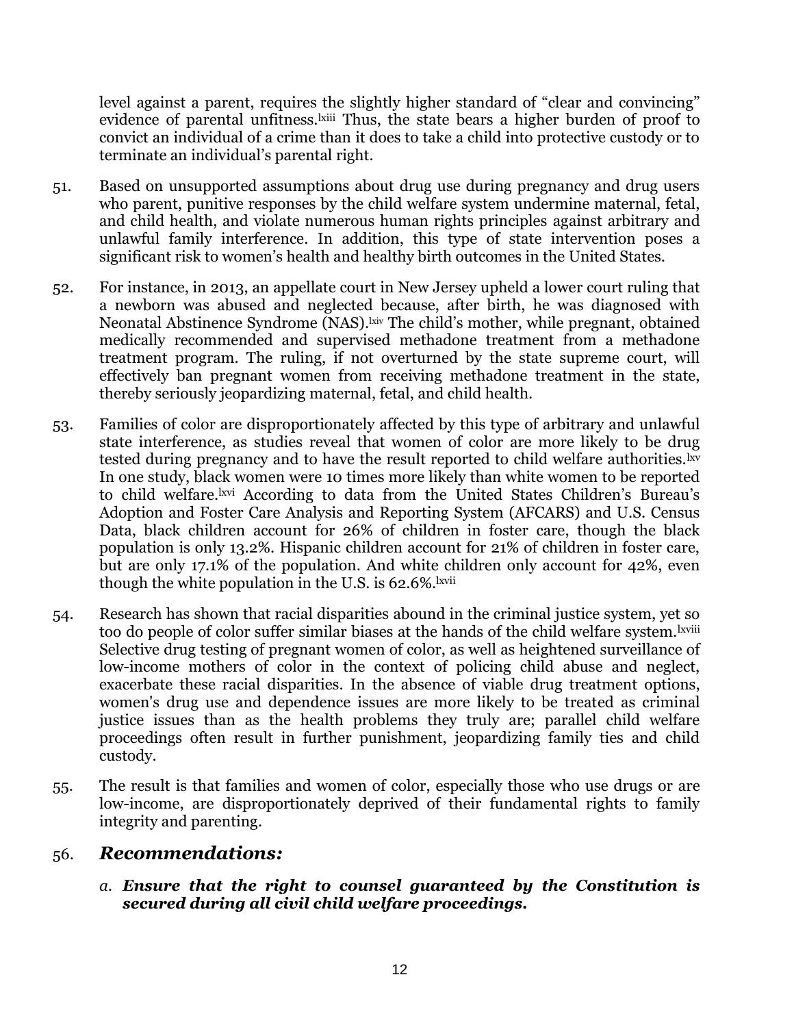level against a parent, requires the slightly higher standard of "clear and convincing" evidence of parental unfitness.[lxiii] Thus, the state bears a higher burden of proof to convict an individual of a crime than it does to take a child into protective custody or to terminate an individual's parental right.

51. Based on unsupported assumptions about drug use during pregnancy and drug users who parent, punitive responses by the child welfare system undermine maternal, fetal, and child health, and violate numerous human rights principles against arbitrary and unlawful family interference. In addition, this type of state intervention poses a significant risk to women's health and healthy birth outcomes in the United States.

52. For instance, in 2013, an appellate court in New Jersey upheld a lower court ruling that a newborn was abused and neglected because, after birth, he was diagnosed with Neonatal Abstinence Syndrome (NAS).[lxiv] The child's mother, while pregnant, obtained medically recommended and supervised methadone treatment from a methadone treatment program. The ruling, if not overturned by the state supreme court, will effectively ban pregnant women from receiving methadone treatment in the state, thereby seriously jeopardizing maternal, fetal, and child health.

53. Families of color are disproportionately affected by this type of arbitrary and unlawful state interference, as studies reveal that women of color are more likely to be drug tested during pregnancy and to have the result reported to child welfare authorities.[lxv] In one study, black women were 10 times more likely than white women to be reported to child welfare.[lxvi] According to data from the United States Children's Bureau's Adoption and Foster Care Analysis and Reporting System (AFCARS) and U.S. Census Data, black children account for 26% of children in foster care, though the black population is only 13.2%. Hispanic children account for 21% of children in foster care, but are only 17.1% of the population. And white children only account for 42%, even though the white population in the U.S. is 62.6%.[lxvii]

54. Research has shown that racial disparities abound in the criminal justice system, yet so too do people of color suffer similar biases at the hands of the child welfare system.[lxviii] Selective drug testing of pregnant women of color, as well as heightened surveillance of low-income mothers of color in the context of policing child abuse and neglect, exacerbate these racial disparities. In the absence of viable drug treatment options, women's drug use and dependence issues are more likely to be treated as criminal justice issues than as the health problems they truly are; parallel child welfare proceedings often result in further punishment, jeopardizing family ties and child custody.

55. The result is that families and women of color, especially those who use drugs or are low-income, are disproportionately deprived of their fundamental rights to family integrity and parenting.

56. ***Recommendations:***

   a. ***Ensure that the right to counsel guaranteed by the Constitution is secured during all civil child welfare proceedings.***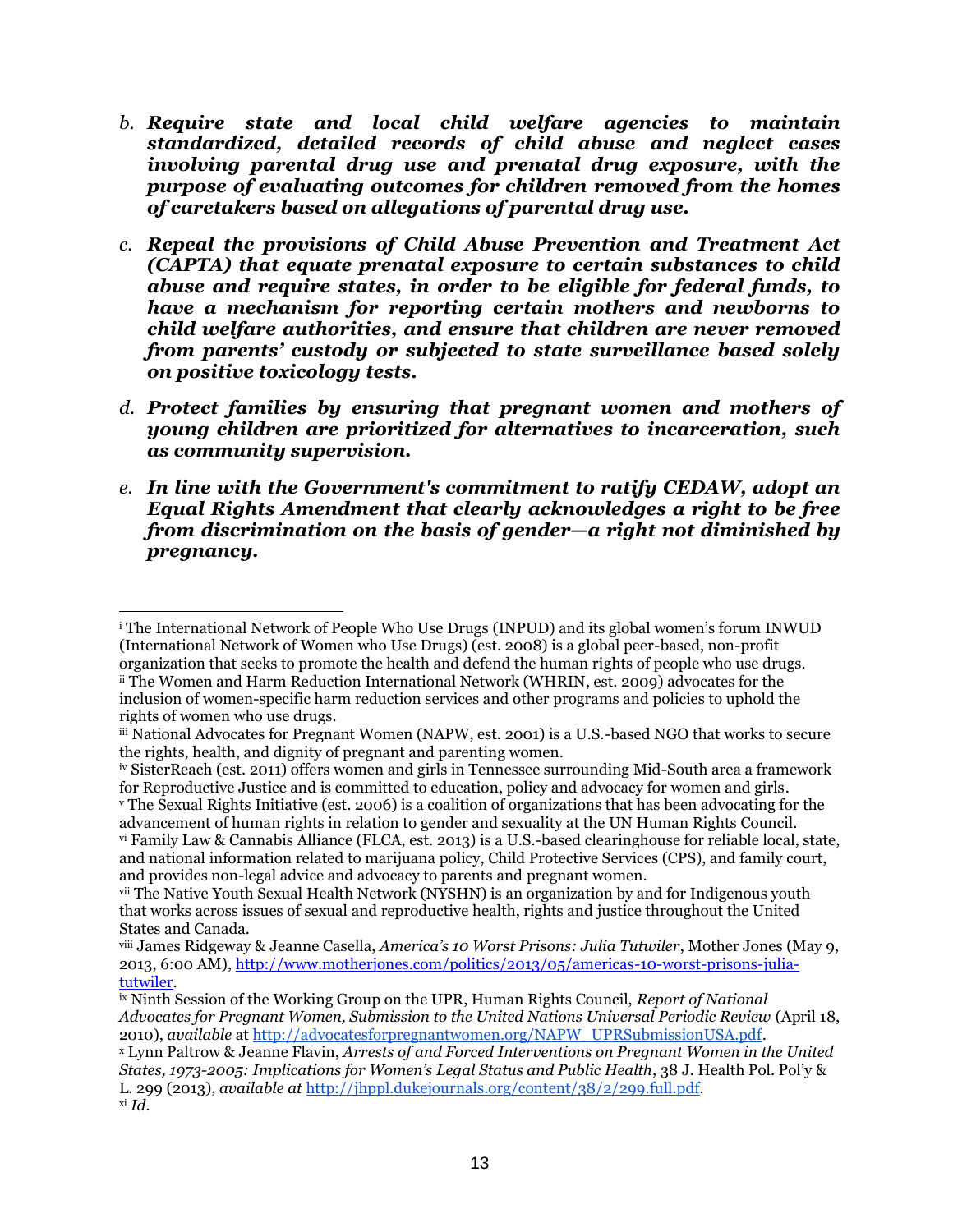*b.* ***Require state and local child welfare agencies to maintain standardized, detailed records of child abuse and neglect cases involving parental drug use and prenatal drug exposure, with the purpose of evaluating outcomes for children removed from the homes of caretakers based on allegations of parental drug use.***

*c.* ***Repeal the provisions of Child Abuse Prevention and Treatment Act (CAPTA) that equate prenatal exposure to certain substances to child abuse and require states, in order to be eligible for federal funds, to have a mechanism for reporting certain mothers and newborns to child welfare authorities, and ensure that children are never removed from parents' custody or subjected to state surveillance based solely on positive toxicology tests.***

*d.* ***Protect families by ensuring that pregnant women and mothers of young children are prioritized for alternatives to incarceration, such as community supervision.***

*e.* ***In line with the Government's commitment to ratify CEDAW, adopt an Equal Rights Amendment that clearly acknowledges a right to be free from discrimination on the basis of gender—a right not diminished by pregnancy.***

---

[i] The International Network of People Who Use Drugs (INPUD) and its global women's forum INWUD (International Network of Women who Use Drugs) (est. 2008) is a global peer-based, non-profit organization that seeks to promote the health and defend the human rights of people who use drugs.

[ii] The Women and Harm Reduction International Network (WHRIN, est. 2009) advocates for the inclusion of women-specific harm reduction services and other programs and policies to uphold the rights of women who use drugs.

[iii] National Advocates for Pregnant Women (NAPW, est. 2001) is a U.S.-based NGO that works to secure the rights, health, and dignity of pregnant and parenting women.

[iv] SisterReach (est. 2011) offers women and girls in Tennessee surrounding Mid-South area a framework for Reproductive Justice and is committed to education, policy and advocacy for women and girls.

[v] The Sexual Rights Initiative (est. 2006) is a coalition of organizations that has been advocating for the advancement of human rights in relation to gender and sexuality at the UN Human Rights Council.

[vi] Family Law & Cannabis Alliance (FLCA, est. 2013) is a U.S.-based clearinghouse for reliable local, state, and national information related to marijuana policy, Child Protective Services (CPS), and family court, and provides non-legal advice and advocacy to parents and pregnant women.

[vii] The Native Youth Sexual Health Network (NYSHN) is an organization by and for Indigenous youth that works across issues of sexual and reproductive health, rights and justice throughout the United States and Canada.

[viii] James Ridgeway & Jeanne Casella, *America's 10 Worst Prisons: Julia Tutwiler*, Mother Jones (May 9, 2013, 6:00 AM), http://www.motherjones.com/politics/2013/05/americas-10-worst-prisons-julia-tutwiler.

[ix] Ninth Session of the Working Group on the UPR, Human Rights Council, *Report of National Advocates for Pregnant Women, Submission to the United Nations Universal Periodic Review* (April 18, 2010), *available* at http://advocatesforpregnantwomen.org/NAPW_UPRSubmissionUSA.pdf.

[x] Lynn Paltrow & Jeanne Flavin, *Arrests of and Forced Interventions on Pregnant Women in the United States, 1973-2005: Implications for Women's Legal Status and Public Health*, 38 J. Health Pol. Pol'y & L. 299 (2013), *available at* http://jhppl.dukejournals.org/content/38/2/299.full.pdf.

[xi] *Id.*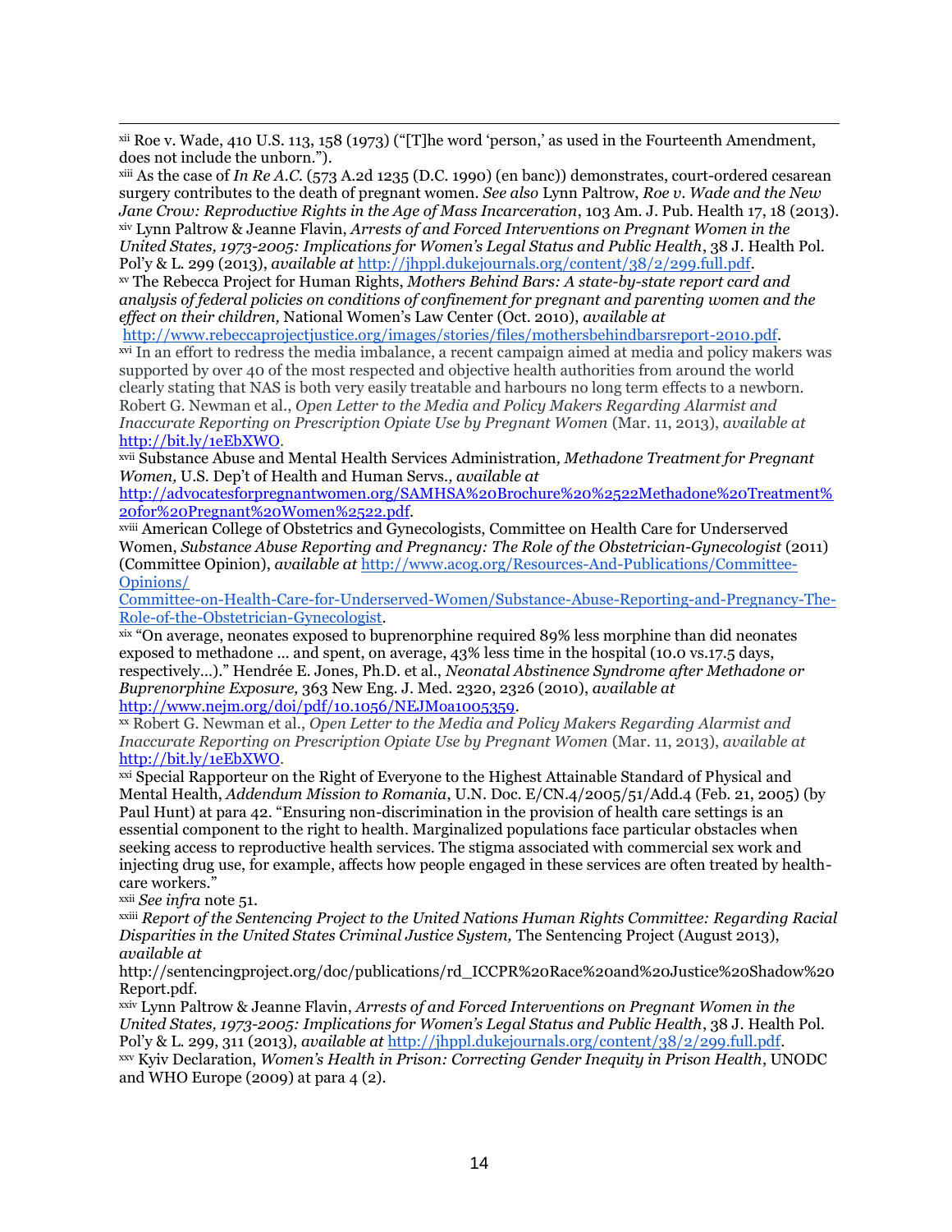[xii] Roe v. Wade, 410 U.S. 113, 158 (1973) ("[T]he word 'person,' as used in the Fourteenth Amendment, does not include the unborn.").

[xiii] As the case of *In Re A.C.* (573 A.2d 1235 (D.C. 1990) (en banc)) demonstrates, court-ordered cesarean surgery contributes to the death of pregnant women. *See also* Lynn Paltrow, *Roe v. Wade and the New Jane Crow: Reproductive Rights in the Age of Mass Incarceration*, 103 Am. J. Pub. Health 17, 18 (2013).

[xiv] Lynn Paltrow & Jeanne Flavin, *Arrests of and Forced Interventions on Pregnant Women in the United States, 1973-2005: Implications for Women's Legal Status and Public Health*, 38 J. Health Pol. Pol'y & L. 299 (2013), *available at* http://jhppl.dukejournals.org/content/38/2/299.full.pdf.

[xv] The Rebecca Project for Human Rights, *Mothers Behind Bars: A state-by-state report card and analysis of federal policies on conditions of confinement for pregnant and parenting women and the effect on their children,* National Women's Law Center (Oct. 2010), *available at* http://www.rebeccaprojectjustice.org/images/stories/files/mothersbehindbarsreport-2010.pdf.

[xvi] In an effort to redress the media imbalance, a recent campaign aimed at media and policy makers was supported by over 40 of the most respected and objective health authorities from around the world clearly stating that NAS is both very easily treatable and harbours no long term effects to a newborn. Robert G. Newman et al., *Open Letter to the Media and Policy Makers Regarding Alarmist and Inaccurate Reporting on Prescription Opiate Use by Pregnant Women* (Mar. 11, 2013), *available at* http://bit.ly/1eEbXWO.

[xvii] Substance Abuse and Mental Health Services Administration*, Methadone Treatment for Pregnant Women,* U.S. Dep't of Health and Human Servs*., available at* http://advocatesforpregnantwomen.org/SAMHSA%20Brochure%20%2522Methadone%20Treatment%20for%20Pregnant%20Women%2522.pdf.

[xviii] American College of Obstetrics and Gynecologists, Committee on Health Care for Underserved Women, *Substance Abuse Reporting and Pregnancy: The Role of the Obstetrician-Gynecologist* (2011) (Committee Opinion), *available at* http://www.acog.org/Resources-And-Publications/Committee-Opinions/Committee-on-Health-Care-for-Underserved-Women/Substance-Abuse-Reporting-and-Pregnancy-The-Role-of-the-Obstetrician-Gynecologist.

[xix] "On average, neonates exposed to buprenorphine required 89% less morphine than did neonates exposed to methadone … and spent, on average, 43% less time in the hospital (10.0 vs.17.5 days, respectively…)." Hendrée E. Jones, Ph.D. et al., *Neonatal Abstinence Syndrome after Methadone or Buprenorphine Exposure,* 363 New Eng. J. Med. 2320, 2326 (2010), *available at* http://www.nejm.org/doi/pdf/10.1056/NEJMoa1005359.

[xx] Robert G. Newman et al., *Open Letter to the Media and Policy Makers Regarding Alarmist and Inaccurate Reporting on Prescription Opiate Use by Pregnant Women* (Mar. 11, 2013), *available at* http://bit.ly/1eEbXWO.

[xxi] Special Rapporteur on the Right of Everyone to the Highest Attainable Standard of Physical and Mental Health, *Addendum Mission to Romania*, U.N. Doc. E/CN.4/2005/51/Add.4 (Feb. 21, 2005) (by Paul Hunt) at para 42. "Ensuring non-discrimination in the provision of health care settings is an essential component to the right to health. Marginalized populations face particular obstacles when seeking access to reproductive health services. The stigma associated with commercial sex work and injecting drug use, for example, affects how people engaged in these services are often treated by health-care workers."

[xxii] *See infra* note 51.

[xxiii] *Report of the Sentencing Project to the United Nations Human Rights Committee: Regarding Racial Disparities in the United States Criminal Justice System,* The Sentencing Project (August 2013), *available at* http://sentencingproject.org/doc/publications/rd_ICCPR%20Race%20and%20Justice%20Shadow%20Report.pdf.

[xxiv] Lynn Paltrow & Jeanne Flavin, *Arrests of and Forced Interventions on Pregnant Women in the United States, 1973-2005: Implications for Women's Legal Status and Public Health*, 38 J. Health Pol. Pol'y & L. 299, 311 (2013), *available at* http://jhppl.dukejournals.org/content/38/2/299.full.pdf.

[xxv] Kyiv Declaration, *Women's Health in Prison: Correcting Gender Inequity in Prison Health*, UNODC and WHO Europe (2009) at para 4 (2).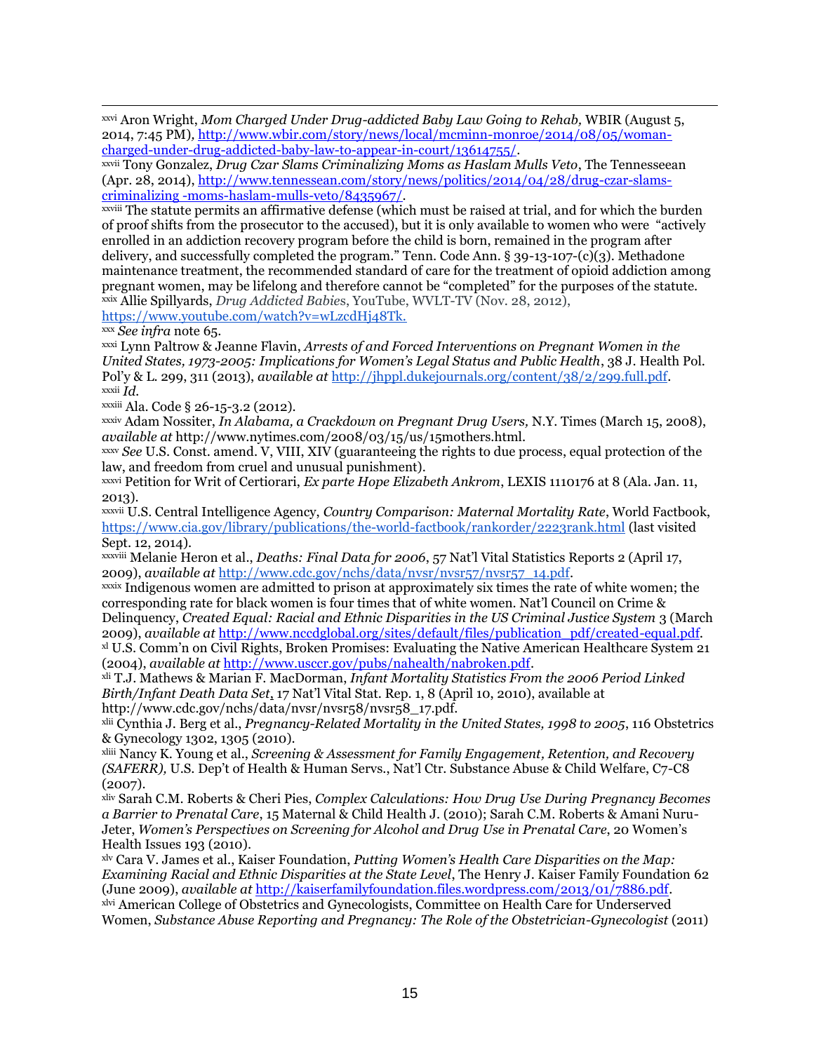[xxvi] Aron Wright, *Mom Charged Under Drug-addicted Baby Law Going to Rehab,* WBIR (August 5, 2014, 7:45 PM), http://www.wbir.com/story/news/local/mcminn-monroe/2014/08/05/woman-charged-under-drug-addicted-baby-law-to-appear-in-court/13614755/.

[xxvii] Tony Gonzalez, *Drug Czar Slams Criminalizing Moms as Haslam Mulls Veto*, The Tennessean (Apr. 28, 2014), http://www.tennessean.com/story/news/politics/2014/04/28/drug-czar-slams-criminalizing -moms-haslam-mulls-veto/8435967/.

[xxviii] The statute permits an affirmative defense (which must be raised at trial, and for which the burden of proof shifts from the prosecutor to the accused), but it is only available to women who were "actively enrolled in an addiction recovery program before the child is born, remained in the program after delivery, and successfully completed the program." Tenn. Code Ann. § 39-13-107-(c)(3). Methadone maintenance treatment, the recommended standard of care for the treatment of opioid addiction among pregnant women, may be lifelong and therefore cannot be "completed" for the purposes of the statute.

[xxix] Allie Spillyards, *Drug Addicted Babies*, YouTube, WVLT-TV (Nov. 28, 2012), https://www.youtube.com/watch?v=wLzcdHj48Tk.

[xxx] *See infra* note 65.

[xxxi] Lynn Paltrow & Jeanne Flavin, *Arrests of and Forced Interventions on Pregnant Women in the United States, 1973-2005: Implications for Women's Legal Status and Public Health*, 38 J. Health Pol. Pol'y & L. 299, 311 (2013), *available at* http://jhppl.dukejournals.org/content/38/2/299.full.pdf.

[xxxii] *Id.*

[xxxiii] Ala. Code § 26-15-3.2 (2012).

[xxxiv] Adam Nossiter, *In Alabama, a Crackdown on Pregnant Drug Users,* N.Y. Times (March 15, 2008), *available at* http://www.nytimes.com/2008/03/15/us/15mothers.html.

[xxxv] *See* U.S. Const. amend. V, VIII, XIV (guaranteeing the rights to due process, equal protection of the law, and freedom from cruel and unusual punishment).

[xxxvi] Petition for Writ of Certiorari, *Ex parte Hope Elizabeth Ankrom*, LEXIS 1110176 at 8 (Ala. Jan. 11, 2013).

[xxxvii] U.S. Central Intelligence Agency, *Country Comparison: Maternal Mortality Rate*, World Factbook, https://www.cia.gov/library/publications/the-world-factbook/rankorder/2223rank.html (last visited Sept. 12, 2014).

[xxxviii] Melanie Heron et al., *Deaths: Final Data for 2006*, 57 Nat'l Vital Statistics Reports 2 (April 17, 2009), *available at* http://www.cdc.gov/nchs/data/nvsr/nvsr57/nvsr57_14.pdf.

[xxxix] Indigenous women are admitted to prison at approximately six times the rate of white women; the corresponding rate for black women is four times that of white women. Nat'l Council on Crime & Delinquency, *Created Equal: Racial and Ethnic Disparities in the US Criminal Justice System* 3 (March 2009), *available at* http://www.nccdglobal.org/sites/default/files/publication_pdf/created-equal.pdf.

[xl] U.S. Comm'n on Civil Rights, Broken Promises: Evaluating the Native American Healthcare System 21 (2004), *available at* http://www.usccr.gov/pubs/nahealth/nabroken.pdf.

[xli] T.J. Mathews & Marian F. MacDorman, *Infant Mortality Statistics From the 2006 Period Linked Birth/Infant Death Data Set*, 17 Nat'l Vital Stat. Rep. 1, 8 (April 10, 2010), available at http://www.cdc.gov/nchs/data/nvsr/nvsr58/nvsr58_17.pdf.

[xlii] Cynthia J. Berg et al., *Pregnancy-Related Mortality in the United States, 1998 to 2005*, 116 Obstetrics & Gynecology 1302, 1305 (2010).

[xliii] Nancy K. Young et al., *Screening & Assessment for Family Engagement, Retention, and Recovery (SAFERR),* U.S. Dep't of Health & Human Servs., Nat'l Ctr. Substance Abuse & Child Welfare, C7-C8 (2007).

[xliv] Sarah C.M. Roberts & Cheri Pies, *Complex Calculations: How Drug Use During Pregnancy Becomes a Barrier to Prenatal Care*, 15 Maternal & Child Health J. (2010); Sarah C.M. Roberts & Amani Nuru-Jeter, *Women's Perspectives on Screening for Alcohol and Drug Use in Prenatal Care*, 20 Women's Health Issues 193 (2010).

[xlv] Cara V. James et al., Kaiser Foundation, *Putting Women's Health Care Disparities on the Map: Examining Racial and Ethnic Disparities at the State Level*, The Henry J. Kaiser Family Foundation 62 (June 2009), *available at* http://kaiserfamilyfoundation.files.wordpress.com/2013/01/7886.pdf.

[xlvi] American College of Obstetrics and Gynecologists, Committee on Health Care for Underserved Women, *Substance Abuse Reporting and Pregnancy: The Role of the Obstetrician-Gynecologist* (2011)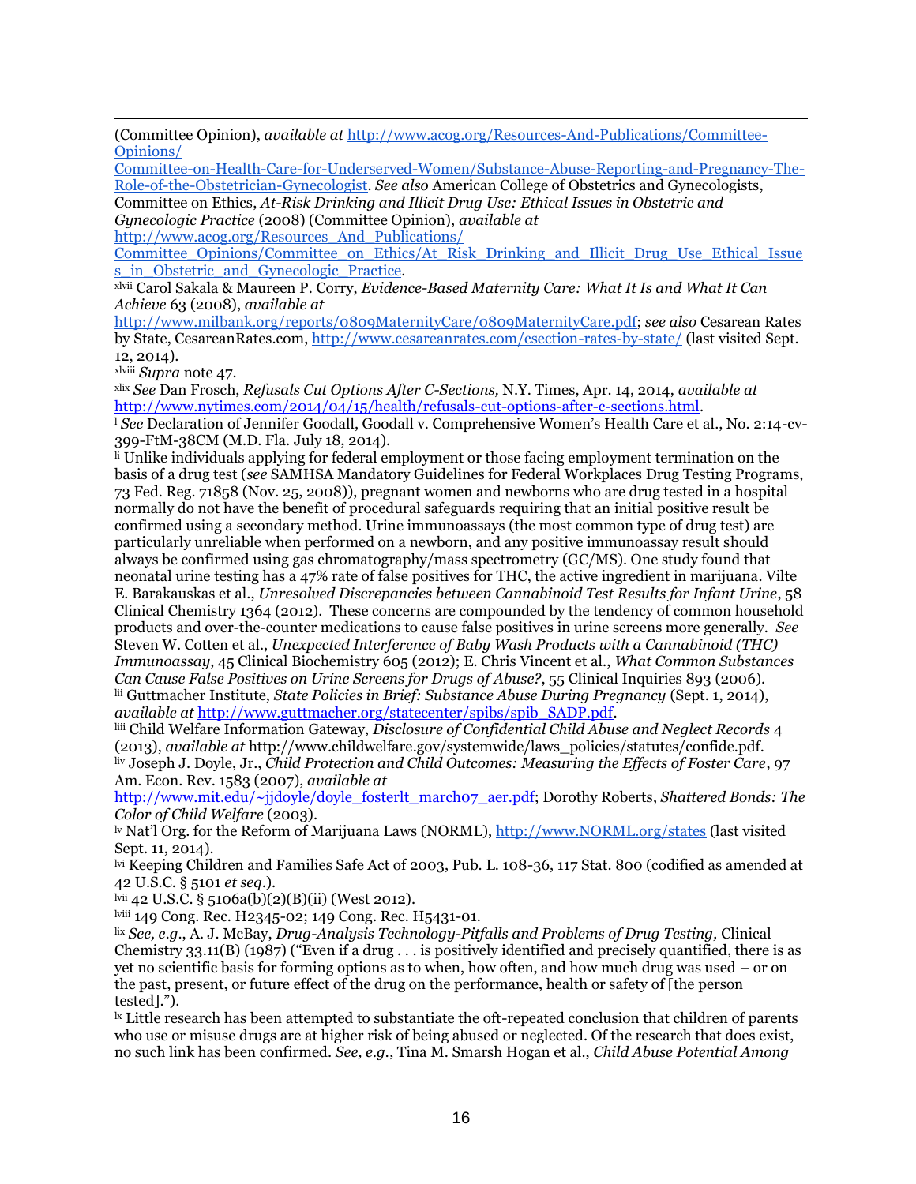(Committee Opinion), *available at* http://www.acog.org/Resources-And-Publications/Committee-Opinions/Committee-on-Health-Care-for-Underserved-Women/Substance-Abuse-Reporting-and-Pregnancy-The-Role-of-the-Obstetrician-Gynecologist. *See also* American College of Obstetrics and Gynecologists, Committee on Ethics, *At-Risk Drinking and Illicit Drug Use: Ethical Issues in Obstetric and Gynecologic Practice* (2008) (Committee Opinion), *available at* http://www.acog.org/Resources_And_Publications/Committee_Opinions/Committee_on_Ethics/At_Risk_Drinking_and_Illicit_Drug_Use_Ethical_Issues_in_Obstetric_and_Gynecologic_Practice.

[xlvii] Carol Sakala & Maureen P. Corry, *Evidence-Based Maternity Care: What It Is and What It Can Achieve* 63 (2008), *available at* http://www.milbank.org/reports/0809MaternityCare/0809MaternityCare.pdf; *see also* Cesarean Rates by State, CesareanRates.com, http://www.cesareanrates.com/csection-rates-by-state/ (last visited Sept. 12, 2014).

[xlviii] *Supra* note 47.

[xlix] *See* Dan Frosch, *Refusals Cut Options After C-Sections,* N.Y. Times, Apr. 14, 2014, *available at* http://www.nytimes.com/2014/04/15/health/refusals-cut-options-after-c-sections.html.

[l] *See* Declaration of Jennifer Goodall, Goodall v. Comprehensive Women's Health Care et al., No. 2:14-cv-399-FtM-38CM (M.D. Fla. July 18, 2014).

[li] Unlike individuals applying for federal employment or those facing employment termination on the basis of a drug test (*see* SAMHSA Mandatory Guidelines for Federal Workplaces Drug Testing Programs, 73 Fed. Reg. 71858 (Nov. 25, 2008)), pregnant women and newborns who are drug tested in a hospital normally do not have the benefit of procedural safeguards requiring that an initial positive result be confirmed using a secondary method. Urine immunoassays (the most common type of drug test) are particularly unreliable when performed on a newborn, and any positive immunoassay result should always be confirmed using gas chromatography/mass spectrometry (GC/MS). One study found that neonatal urine testing has a 47% rate of false positives for THC, the active ingredient in marijuana. Vilte E. Barakauskas et al., *Unresolved Discrepancies between Cannabinoid Test Results for Infant Urine*, 58 Clinical Chemistry 1364 (2012). These concerns are compounded by the tendency of common household products and over-the-counter medications to cause false positives in urine screens more generally. *See* Steven W. Cotten et al., *Unexpected Interference of Baby Wash Products with a Cannabinoid (THC) Immunoassay*, 45 Clinical Biochemistry 605 (2012); E. Chris Vincent et al., *What Common Substances Can Cause False Positives on Urine Screens for Drugs of Abuse?*, 55 Clinical Inquiries 893 (2006).

[lii] Guttmacher Institute, *State Policies in Brief: Substance Abuse During Pregnancy* (Sept. 1, 2014), *available at* http://www.guttmacher.org/statecenter/spibs/spib_SADP.pdf.

[liii] Child Welfare Information Gateway, *Disclosure of Confidential Child Abuse and Neglect Records* 4 (2013), *available at* http://www.childwelfare.gov/systemwide/laws_policies/statutes/confide.pdf.

[liv] Joseph J. Doyle, Jr., *Child Protection and Child Outcomes: Measuring the Effects of Foster Care*, 97 Am. Econ. Rev. 1583 (2007), *available at* http://www.mit.edu/~jjdoyle/doyle_fosterlt_march07_aer.pdf; Dorothy Roberts, *Shattered Bonds: The Color of Child Welfare* (2003).

[lv] Nat'l Org. for the Reform of Marijuana Laws (NORML), http://www.NORML.org/states (last visited Sept. 11, 2014).

[lvi] Keeping Children and Families Safe Act of 2003, Pub. L. 108-36, 117 Stat. 800 (codified as amended at 42 U.S.C. § 5101 *et seq.*).

[lvii] 42 U.S.C. § 5106a(b)(2)(B)(ii) (West 2012).

[lviii] 149 Cong. Rec. H2345-02; 149 Cong. Rec. H5431-01.

[lix] *See, e.g.*, A. J. McBay, *Drug-Analysis Technology-Pitfalls and Problems of Drug Testing,* Clinical Chemistry 33.11(B) (1987) ("Even if a drug . . . is positively identified and precisely quantified, there is as yet no scientific basis for forming options as to when, how often, and how much drug was used – or on the past, present, or future effect of the drug on the performance, health or safety of [the person tested].").

[lx] Little research has been attempted to substantiate the oft-repeated conclusion that children of parents who use or misuse drugs are at higher risk of being abused or neglected. Of the research that does exist, no such link has been confirmed. *See, e.g.*, Tina M. Smarsh Hogan et al., *Child Abuse Potential Among*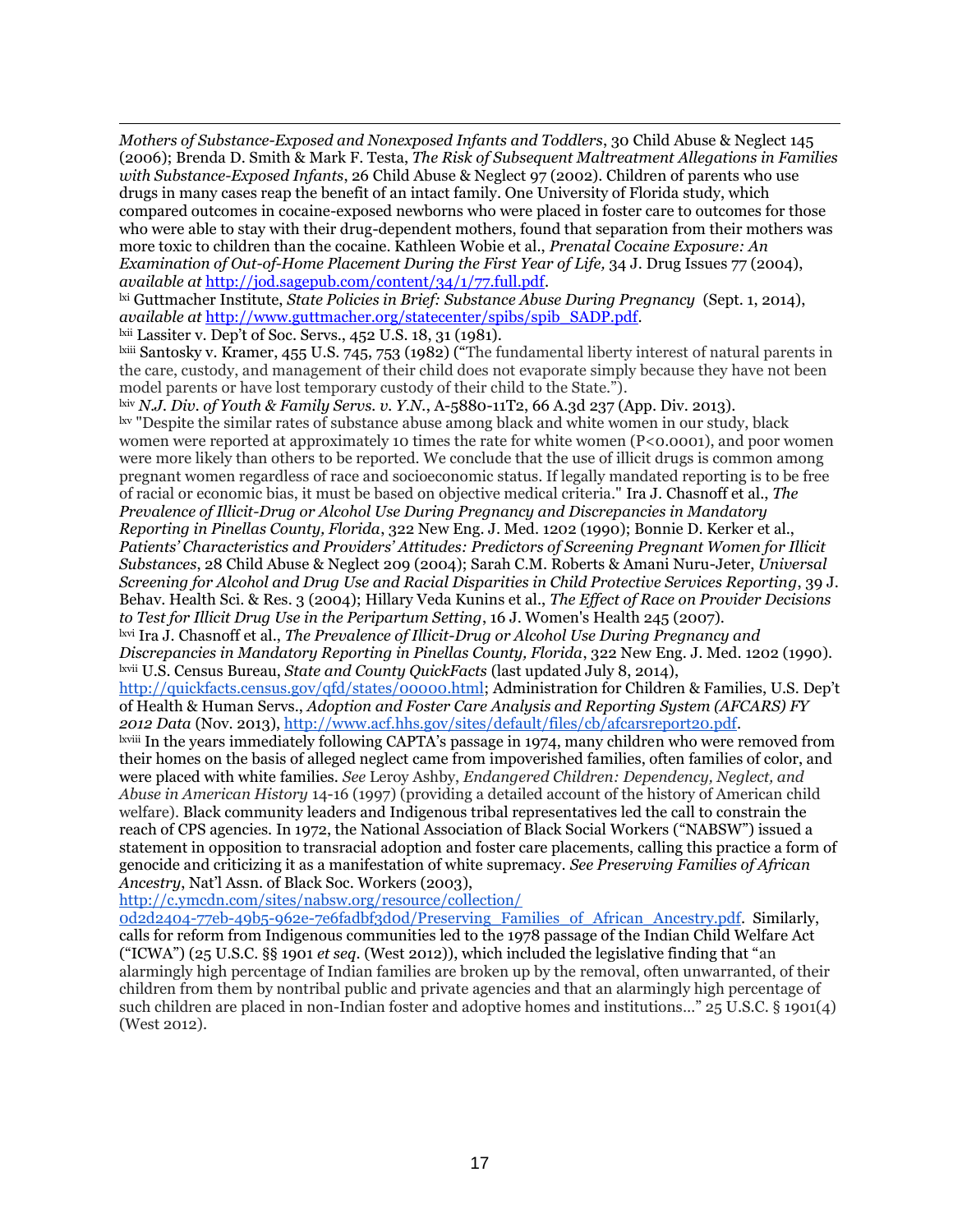*Mothers of Substance-Exposed and Nonexposed Infants and Toddlers*, 30 Child Abuse & Neglect 145 (2006); Brenda D. Smith & Mark F. Testa, *The Risk of Subsequent Maltreatment Allegations in Families with Substance-Exposed Infants*, 26 Child Abuse & Neglect 97 (2002). Children of parents who use drugs in many cases reap the benefit of an intact family. One University of Florida study, which compared outcomes in cocaine-exposed newborns who were placed in foster care to outcomes for those who were able to stay with their drug-dependent mothers, found that separation from their mothers was more toxic to children than the cocaine. Kathleen Wobie et al., *Prenatal Cocaine Exposure: An Examination of Out-of-Home Placement During the First Year of Life,* 34 J. Drug Issues 77 (2004), *available at* http://jod.sagepub.com/content/34/1/77.full.pdf.

[lxi] Guttmacher Institute, *State Policies in Brief: Substance Abuse During Pregnancy* (Sept. 1, 2014), *available at* http://www.guttmacher.org/statecenter/spibs/spib_SADP.pdf.

[lxii] Lassiter v. Dep't of Soc. Servs., 452 U.S. 18, 31 (1981).

[lxiii] Santosky v. Kramer, 455 U.S. 745, 753 (1982) ("The fundamental liberty interest of natural parents in the care, custody, and management of their child does not evaporate simply because they have not been model parents or have lost temporary custody of their child to the State.").

[lxiv] *N.J. Div. of Youth & Family Servs. v. Y.N.*, A-5880-11T2, 66 A.3d 237 (App. Div. 2013).

[lxv] "Despite the similar rates of substance abuse among black and white women in our study, black women were reported at approximately 10 times the rate for white women (P<0.0001), and poor women were more likely than others to be reported. We conclude that the use of illicit drugs is common among pregnant women regardless of race and socioeconomic status. If legally mandated reporting is to be free of racial or economic bias, it must be based on objective medical criteria." Ira J. Chasnoff et al., *The Prevalence of Illicit-Drug or Alcohol Use During Pregnancy and Discrepancies in Mandatory Reporting in Pinellas County, Florida*, 322 New Eng. J. Med. 1202 (1990); Bonnie D. Kerker et al., *Patients' Characteristics and Providers' Attitudes: Predictors of Screening Pregnant Women for Illicit Substances*, 28 Child Abuse & Neglect 209 (2004); Sarah C.M. Roberts & Amani Nuru-Jeter, *Universal Screening for Alcohol and Drug Use and Racial Disparities in Child Protective Services Reporting*, 39 J. Behav. Health Sci. & Res. 3 (2004); Hillary Veda Kunins et al., *The Effect of Race on Provider Decisions to Test for Illicit Drug Use in the Peripartum Setting*, 16 J. Women's Health 245 (2007).

[lxvi] Ira J. Chasnoff et al., *The Prevalence of Illicit-Drug or Alcohol Use During Pregnancy and Discrepancies in Mandatory Reporting in Pinellas County, Florida*, 322 New Eng. J. Med. 1202 (1990).

[lxvii] U.S. Census Bureau, *State and County QuickFacts* (last updated July 8, 2014), http://quickfacts.census.gov/qfd/states/00000.html; Administration for Children & Families, U.S. Dep't of Health & Human Servs., *Adoption and Foster Care Analysis and Reporting System (AFCARS) FY 2012 Data* (Nov. 2013), http://www.acf.hhs.gov/sites/default/files/cb/afcarsreport20.pdf.

[lxviii] In the years immediately following CAPTA's passage in 1974, many children who were removed from their homes on the basis of alleged neglect came from impoverished families, often families of color, and were placed with white families. *See* Leroy Ashby, *Endangered Children: Dependency, Neglect, and Abuse in American History* 14-16 (1997) (providing a detailed account of the history of American child welfare). Black community leaders and Indigenous tribal representatives led the call to constrain the reach of CPS agencies. In 1972, the National Association of Black Social Workers ("NABSW") issued a statement in opposition to transracial adoption and foster care placements, calling this practice a form of genocide and criticizing it as a manifestation of white supremacy. *See Preserving Families of African Ancestry*, Nat'l Assn. of Black Soc. Workers (2003), http://c.ymcdn.com/sites/nabsw.org/resource/collection/0d2d2404-77eb-49b5-962e-7e6fadbf3d0d/Preserving_Families_of_African_Ancestry.pdf. Similarly, calls for reform from Indigenous communities led to the 1978 passage of the Indian Child Welfare Act ("ICWA") (25 U.S.C. §§ 1901 *et seq.* (West 2012)), which included the legislative finding that "an alarmingly high percentage of Indian families are broken up by the removal, often unwarranted, of their children from them by nontribal public and private agencies and that an alarmingly high percentage of such children are placed in non-Indian foster and adoptive homes and institutions…" 25 U.S.C. § 1901(4) (West 2012).